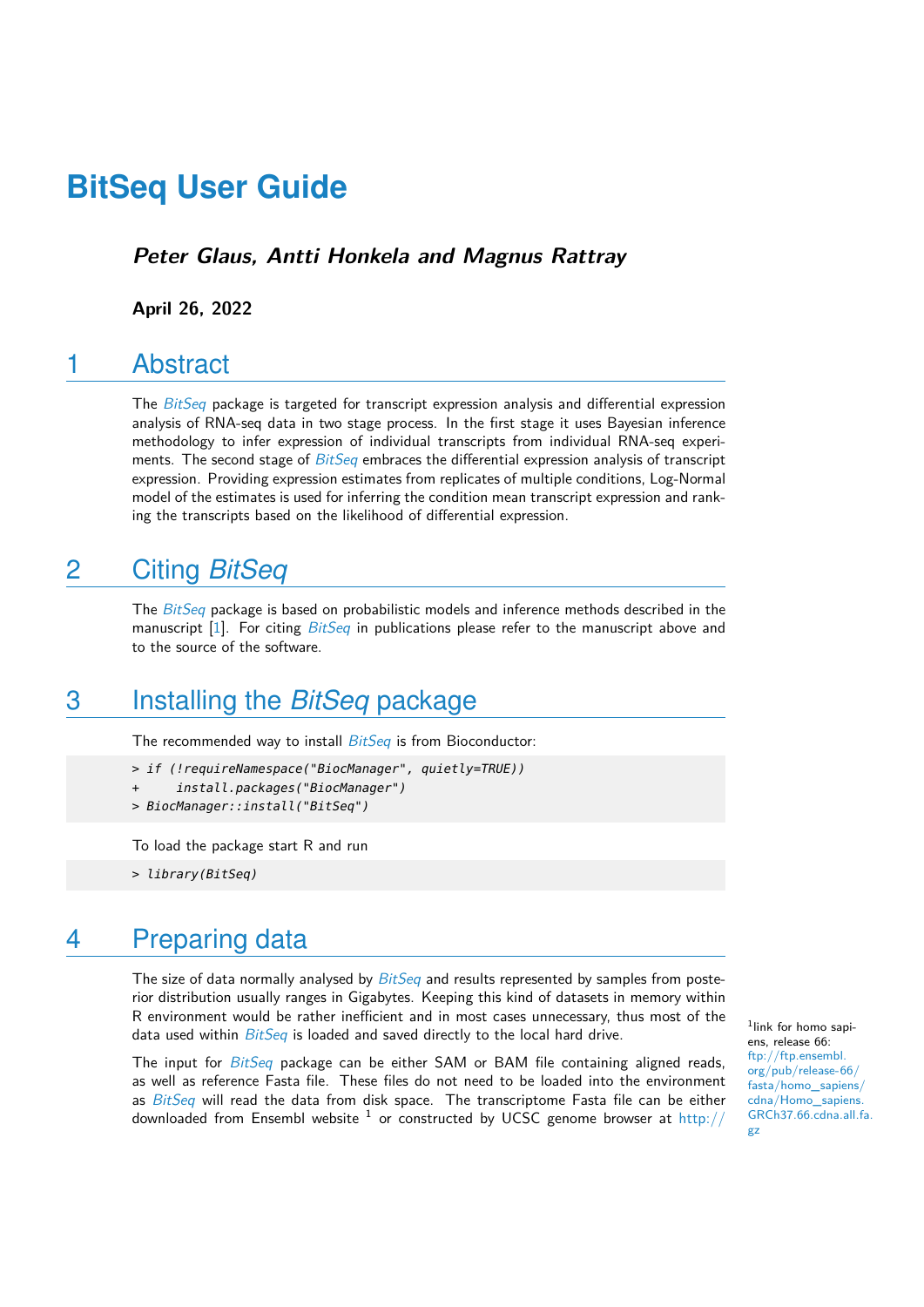# BitSeq User Guide

***Peter Glaus, Antti Honkela and Magnus Rattray***

**April 26, 2022**

## 1 Abstract

The *BitSeq* package is targeted for transcript expression analysis and differential expression analysis of RNA-seq data in two stage process. In the first stage it uses Bayesian inference methodology to infer expression of individual transcripts from individual RNA-seq experiments. The second stage of *BitSeq* embraces the differential expression analysis of transcript expression. Providing expression estimates from replicates of multiple conditions, Log-Normal model of the estimates is used for inferring the condition mean transcript expression and ranking the transcripts based on the likelihood of differential expression.

## 2 Citing *BitSeq*

The *BitSeq* package is based on probabilistic models and inference methods described in the manuscript [1]. For citing *BitSeq* in publications please refer to the manuscript above and to the source of the software.

## 3 Installing the *BitSeq* package

The recommended way to install *BitSeq* is from Bioconductor:

```
> if (!requireNamespace("BiocManager", quietly=TRUE))
+     install.packages("BiocManager")
> BiocManager::install("BitSeq")
```

To load the package start R and run

```
> library(BitSeq)
```

## 4 Preparing data

The size of data normally analysed by *BitSeq* and results represented by samples from posterior distribution usually ranges in Gigabytes. Keeping this kind of datasets in memory within R environment would be rather inefficient and in most cases unnecessary, thus most of the data used within *BitSeq* is loaded and saved directly to the local hard drive.

The input for *BitSeq* package can be either SAM or BAM file containing aligned reads, as well as reference Fasta file. These files do not need to be loaded into the environment as *BitSeq* will read the data from disk space. The transcriptome Fasta file can be either downloaded from Ensembl website [1] or constructed by UCSC genome browser at http://

[1] link for homo sapiens, release 66: ftp://ftp.ensembl.org/pub/release-66/fasta/homo_sapiens/cdna/Homo_sapiens.GRCh37.66.cdna.all.fa.gz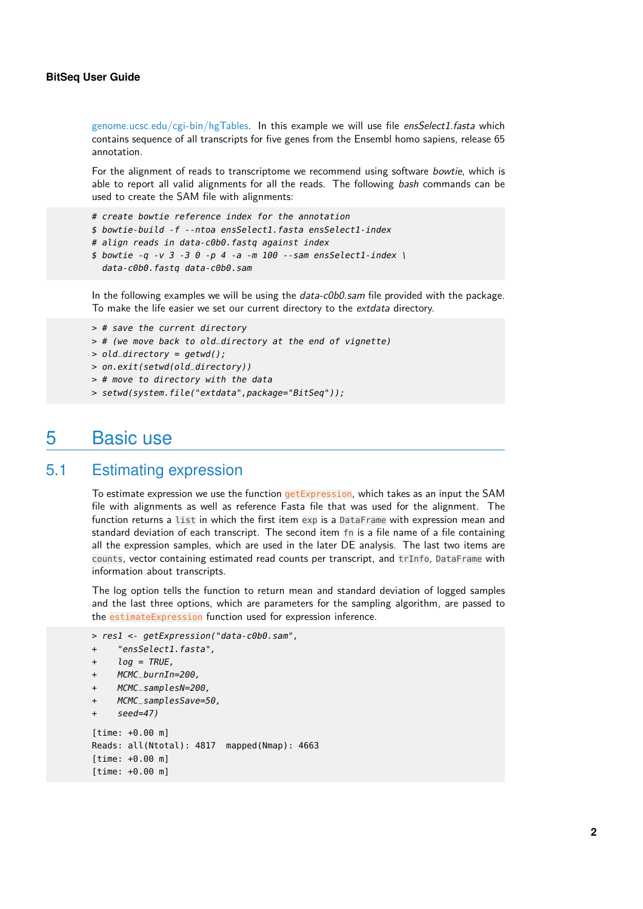[genome.ucsc.edu/cgi-bin/hgTables](genome.ucsc.edu/cgi-bin/hgTables). In this example we will use file *ensSelect1.fasta* which contains sequence of all transcripts for five genes from the Ensembl homo sapiens, release 65 annotation.

For the alignment of reads to transcriptome we recommend using software *bowtie*, which is able to report all valid alignments for all the reads. The following *bash* commands can be used to create the SAM file with alignments:

```
# create bowtie reference index for the annotation
$ bowtie-build -f --ntoa ensSelect1.fasta ensSelect1-index
# align reads in data-c0b0.fastq against index
$ bowtie -q -v 3 -3 0 -p 4 -a -m 100 --sam ensSelect1-index \
  data-c0b0.fastq data-c0b0.sam
```

In the following examples we will be using the *data-c0b0.sam* file provided with the package. To make the life easier we set our current directory to the *extdata* directory.

```
> # save the current directory
> # (we move back to old_directory at the end of vignette)
> old_directory = getwd();
> on.exit(setwd(old_directory))
> # move to directory with the data
> setwd(system.file("extdata",package="BitSeq"));
```

# 5 Basic use

## 5.1 Estimating expression

To estimate expression we use the function `getExpression`, which takes as an input the SAM file with alignments as well as reference Fasta file that was used for the alignment. The function returns a `list` in which the first item `exp` is a `DataFrame` with expression mean and standard deviation of each transcript. The second item `fn` is a file name of a file containing all the expression samples, which are used in the later DE analysis. The last two items are `counts`, vector containing estimated read counts per transcript, and `trInfo`, `DataFrame` with information about transcripts.

The log option tells the function to return mean and standard deviation of logged samples and the last three options, which are parameters for the sampling algorithm, are passed to the `estimateExpression` function used for expression inference.

```
> res1 <- getExpression("data-c0b0.sam",
+    "ensSelect1.fasta",
+    log = TRUE,
+    MCMC_burnIn=200,
+    MCMC_samplesN=200,
+    MCMC_samplesSave=50,
+    seed=47)

[time: +0.00 m]
Reads: all(Ntotal): 4817  mapped(Nmap): 4663
[time: +0.00 m]
[time: +0.00 m]
```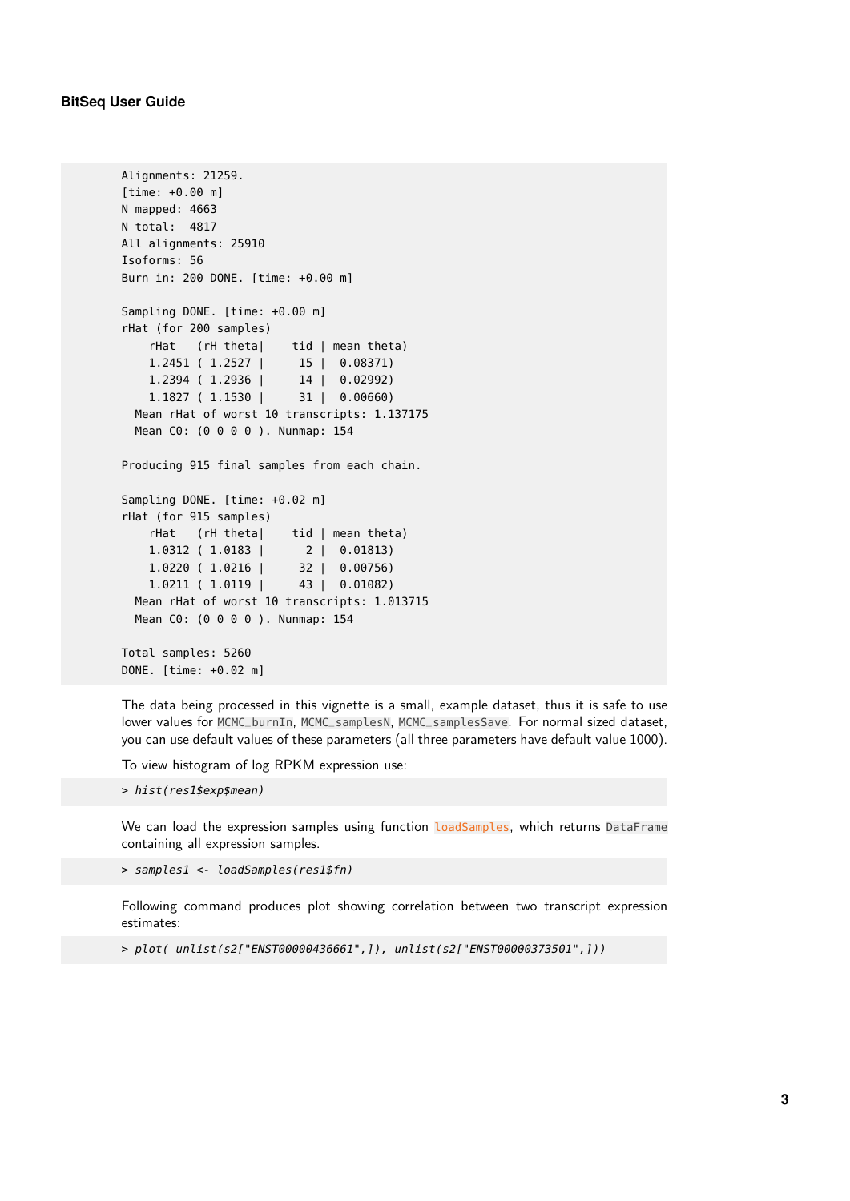```
Alignments: 21259.
[time: +0.00 m]
N mapped: 4663
N total:  4817
All alignments: 25910
Isoforms: 56
Burn in: 200 DONE. [time: +0.00 m]

Sampling DONE. [time: +0.00 m]
rHat (for 200 samples)
    rHat   (rH theta|    tid | mean theta)
    1.2451 ( 1.2527 |      15 |  0.08371)
    1.2394 ( 1.2936 |      14 |  0.02992)
    1.1827 ( 1.1530 |      31 |  0.00660)
  Mean rHat of worst 10 transcripts: 1.137175
  Mean C0: (0 0 0 0 ). Nunmap: 154

Producing 915 final samples from each chain.

Sampling DONE. [time: +0.02 m]
rHat (for 915 samples)
    rHat   (rH theta|    tid | mean theta)
    1.0312 ( 1.0183 |       2 |  0.01813)
    1.0220 ( 1.0216 |      32 |  0.00756)
    1.0211 ( 1.0119 |      43 |  0.01082)
  Mean rHat of worst 10 transcripts: 1.013715
  Mean C0: (0 0 0 0 ). Nunmap: 154

Total samples: 5260
DONE. [time: +0.02 m]
```

The data being processed in this vignette is a small, example dataset, thus it is safe to use lower values for `MCMC_burnIn`, `MCMC_samplesN`, `MCMC_samplesSave`. For normal sized dataset, you can use default values of these parameters (all three parameters have default value 1000).

To view histogram of log RPKM expression use:

```
> hist(res1$exp$mean)
```

We can load the expression samples using function `loadSamples`, which returns `DataFrame` containing all expression samples.

```
> samples1 <- loadSamples(res1$fn)
```

Following command produces plot showing correlation between two transcript expression estimates:

```
> plot( unlist(s2["ENST00000436661",]), unlist(s2["ENST00000373501",]))
```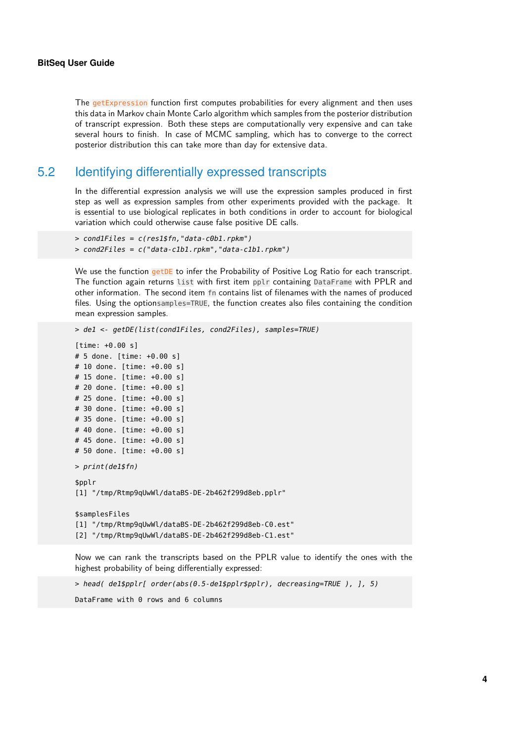The `getExpression` function first computes probabilities for every alignment and then uses this data in Markov chain Monte Carlo algorithm which samples from the posterior distribution of transcript expression. Both these steps are computationally very expensive and can take several hours to finish. In case of MCMC sampling, which has to converge to the correct posterior distribution this can take more than day for extensive data.

## 5.2 Identifying differentially expressed transcripts

In the differential expression analysis we will use the expression samples produced in first step as well as expression samples from other experiments provided with the package. It is essential to use biological replicates in both conditions in order to account for biological variation which could otherwise cause false positive DE calls.

```
> cond1Files = c(res1$fn,"data-c0b1.rpkm")
> cond2Files = c("data-c1b1.rpkm","data-c1b1.rpkm")
```

We use the function `getDE` to infer the Probability of Positive Log Ratio for each transcript. The function again returns `list` with first item `pplr` containing `DataFrame` with PPLR and other information. The second item `fn` contains list of filenames with the names of produced files. Using the option`samples=TRUE`, the function creates also files containing the condition mean expression samples.

```
> de1 <- getDE(list(cond1Files, cond2Files), samples=TRUE)

[time: +0.00 s]
# 5 done. [time: +0.00 s]
# 10 done. [time: +0.00 s]
# 15 done. [time: +0.00 s]
# 20 done. [time: +0.00 s]
# 25 done. [time: +0.00 s]
# 30 done. [time: +0.00 s]
# 35 done. [time: +0.00 s]
# 40 done. [time: +0.00 s]
# 45 done. [time: +0.00 s]
# 50 done. [time: +0.00 s]

> print(de1$fn)

$pplr
[1] "/tmp/Rtmp9qUwWl/dataBS-DE-2b462f299d8eb.pplr"

$samplesFiles
[1] "/tmp/Rtmp9qUwWl/dataBS-DE-2b462f299d8eb-C0.est"
[2] "/tmp/Rtmp9qUwWl/dataBS-DE-2b462f299d8eb-C1.est"
```

Now we can rank the transcripts based on the PPLR value to identify the ones with the highest probability of being differentially expressed:

```
> head( de1$pplr[ order(abs(0.5-de1$pplr$pplr), decreasing=TRUE ), ], 5)

DataFrame with 0 rows and 6 columns
```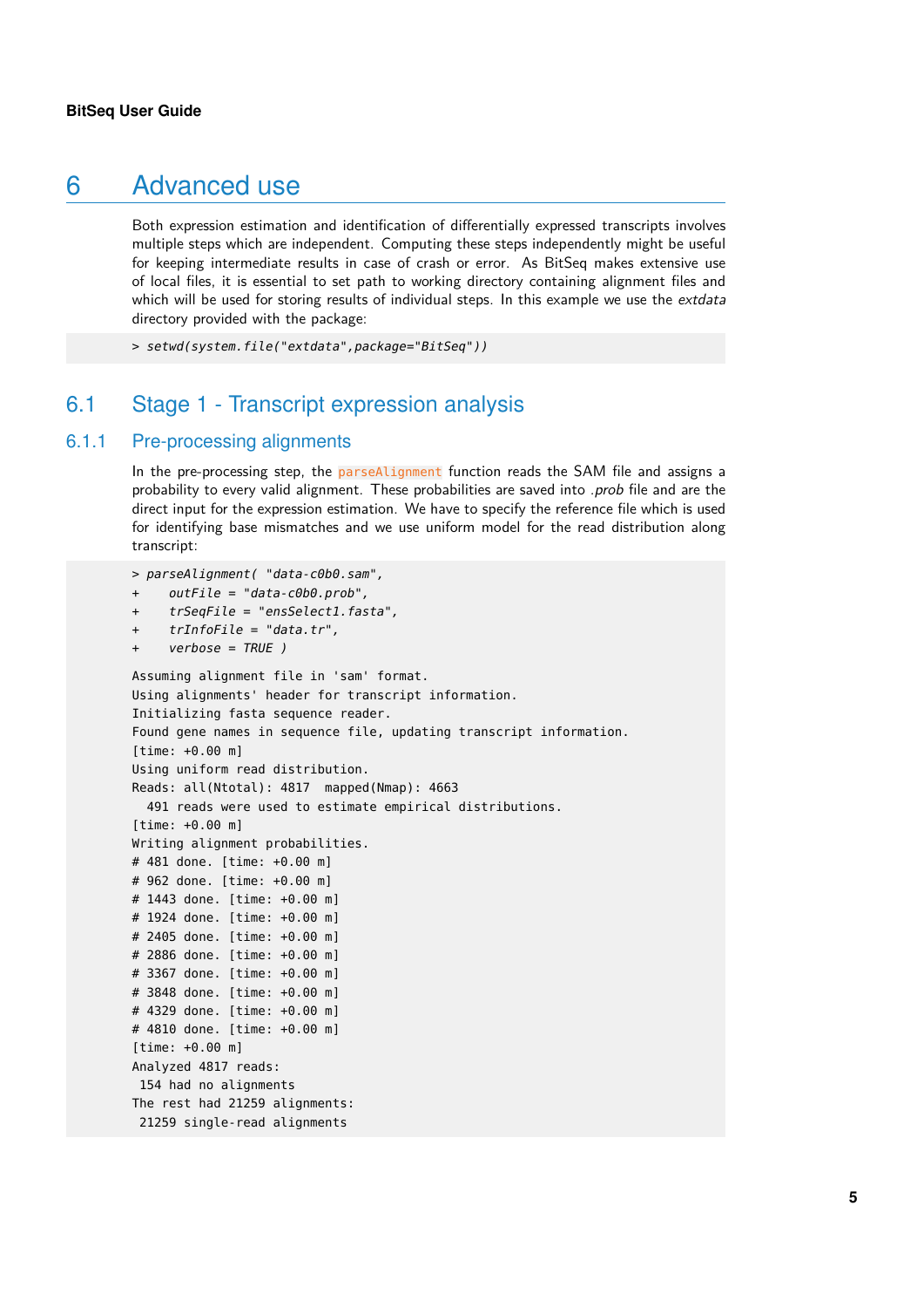# 6 Advanced use

Both expression estimation and identification of differentially expressed transcripts involves multiple steps which are independent. Computing these steps independently might be useful for keeping intermediate results in case of crash or error. As BitSeq makes extensive use of local files, it is essential to set path to working directory containing alignment files and which will be used for storing results of individual steps. In this example we use the *extdata* directory provided with the package:

```
> setwd(system.file("extdata",package="BitSeq"))
```

## 6.1 Stage 1 - Transcript expression analysis

### 6.1.1 Pre-processing alignments

In the pre-processing step, the `parseAlignment` function reads the SAM file and assigns a probability to every valid alignment. These probabilities are saved into *.prob* file and are the direct input for the expression estimation. We have to specify the reference file which is used for identifying base mismatches and we use uniform model for the read distribution along transcript:

```
> parseAlignment( "data-c0b0.sam",
+     outFile = "data-c0b0.prob",
+     trSeqFile = "ensSelect1.fasta",
+     trInfoFile = "data.tr",
+     verbose = TRUE )

Assuming alignment file in 'sam' format.
Using alignments' header for transcript information.
Initializing fasta sequence reader.
Found gene names in sequence file, updating transcript information.
[time: +0.00 m]
Using uniform read distribution.
Reads: all(Ntotal): 4817  mapped(Nmap): 4663
  491 reads were used to estimate empirical distributions.
[time: +0.00 m]
Writing alignment probabilities.
# 481 done. [time: +0.00 m]
# 962 done. [time: +0.00 m]
# 1443 done. [time: +0.00 m]
# 1924 done. [time: +0.00 m]
# 2405 done. [time: +0.00 m]
# 2886 done. [time: +0.00 m]
# 3367 done. [time: +0.00 m]
# 3848 done. [time: +0.00 m]
# 4329 done. [time: +0.00 m]
# 4810 done. [time: +0.00 m]
[time: +0.00 m]
Analyzed 4817 reads:
 154 had no alignments
The rest had 21259 alignments:
 21259 single-read alignments
```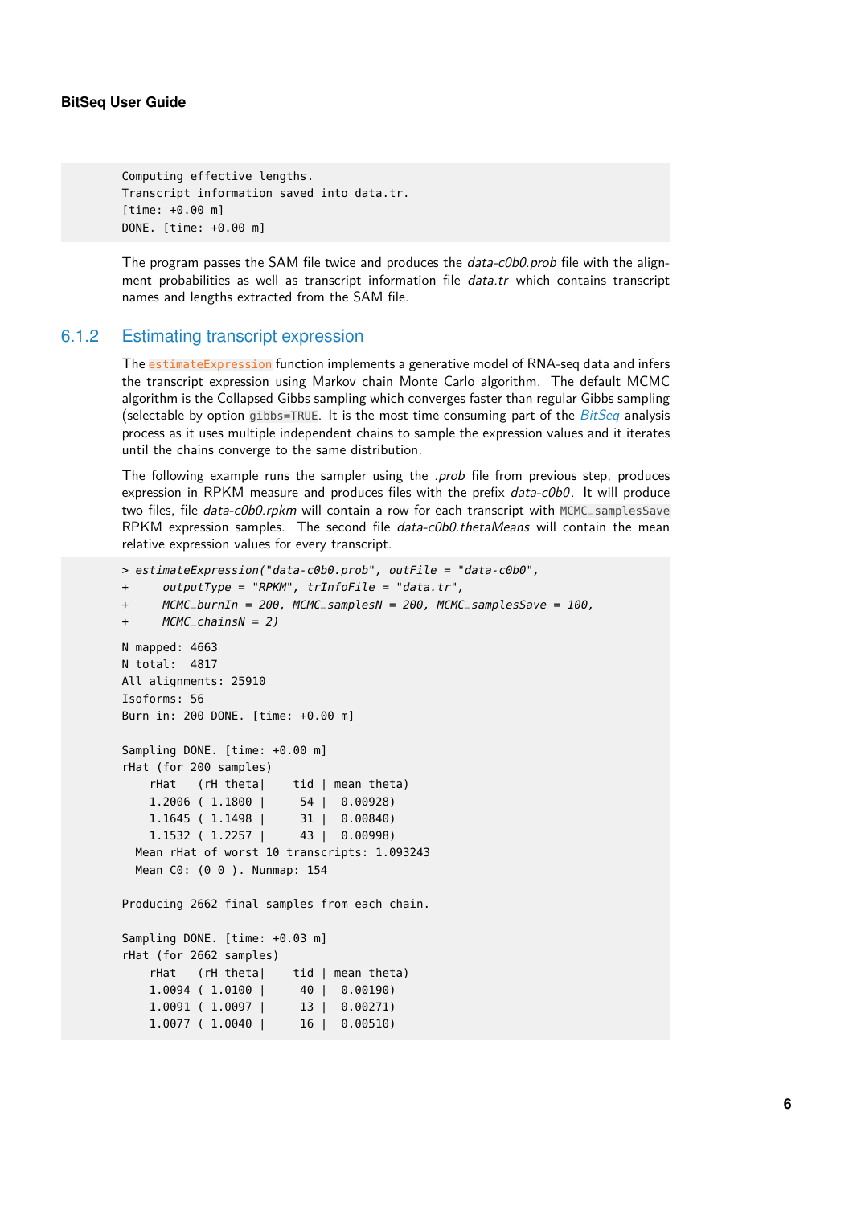```
Computing effective lengths.
Transcript information saved into data.tr.
[time: +0.00 m]
DONE. [time: +0.00 m]
```

The program passes the SAM file twice and produces the *data-c0b0.prob* file with the alignment probabilities as well as transcript information file *data.tr* which contains transcript names and lengths extracted from the SAM file.

### 6.1.2 Estimating transcript expression

The `estimateExpression` function implements a generative model of RNA-seq data and infers the transcript expression using Markov chain Monte Carlo algorithm. The default MCMC algorithm is the Collapsed Gibbs sampling which converges faster than regular Gibbs sampling (selectable by option `gibbs=TRUE`. It is the most time consuming part of the *BitSeq* analysis process as it uses multiple independent chains to sample the expression values and it iterates until the chains converge to the same distribution.

The following example runs the sampler using the *.prob* file from previous step, produces expression in RPKM measure and produces files with the prefix *data-c0b0*. It will produce two files, file *data-c0b0.rpkm* will contain a row for each transcript with `MCMC_samplesSave` RPKM expression samples. The second file *data-c0b0.thetaMeans* will contain the mean relative expression values for every transcript.

```
> estimateExpression("data-c0b0.prob", outFile = "data-c0b0",
+     outputType = "RPKM", trInfoFile = "data.tr",
+     MCMC_burnIn = 200, MCMC_samplesN = 200, MCMC_samplesSave = 100,
+     MCMC_chainsN = 2)

N mapped: 4663
N total:  4817
All alignments: 25910
Isoforms: 56
Burn in: 200 DONE. [time: +0.00 m]

Sampling DONE. [time: +0.00 m]
rHat (for 200 samples)
    rHat   (rH theta|    tid | mean theta)
    1.2006 ( 1.1800 |     54 |  0.00928)
    1.1645 ( 1.1498 |     31 |  0.00840)
    1.1532 ( 1.2257 |     43 |  0.00998)
  Mean rHat of worst 10 transcripts: 1.093243
  Mean C0: (0 0 ). Nunmap: 154

Producing 2662 final samples from each chain.

Sampling DONE. [time: +0.03 m]
rHat (for 2662 samples)
    rHat   (rH theta|    tid | mean theta)
    1.0094 ( 1.0100 |     40 |  0.00190)
    1.0091 ( 1.0097 |     13 |  0.00271)
    1.0077 ( 1.0040 |     16 |  0.00510)
```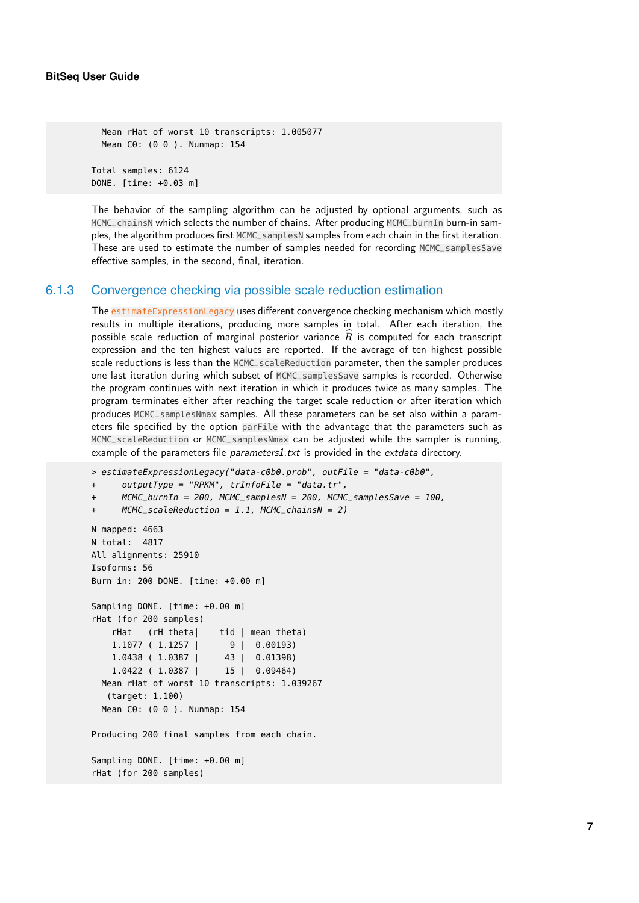```
    Mean rHat of worst 10 transcripts: 1.005077
    Mean C0: (0 0 ). Nunmap: 154

  Total samples: 6124
  DONE. [time: +0.03 m]
```

The behavior of the sampling algorithm can be adjusted by optional arguments, such as MCMC_chainsN which selects the number of chains. After producing MCMC_burnIn burn-in samples, the algorithm produces first MCMC_samplesN samples from each chain in the first iteration. These are used to estimate the number of samples needed for recording MCMC_samplesSave effective samples, in the second, final, iteration.

### 6.1.3 Convergence checking via possible scale reduction estimation

The estimateExpressionLegacy uses different convergence checking mechanism which mostly results in multiple iterations, producing more samples in total. After each iteration, the possible scale reduction of marginal posterior variance $\widehat{R}$ is computed for each transcript expression and the ten highest values are reported. If the average of ten highest possible scale reductions is less than the MCMC_scaleReduction parameter, then the sampler produces one last iteration during which subset of MCMC_samplesSave samples is recorded. Otherwise the program continues with next iteration in which it produces twice as many samples. The program terminates either after reaching the target scale reduction or after iteration which produces MCMC_samplesNmax samples. All these parameters can be set also within a parameters file specified by the option parFile with the advantage that the parameters such as MCMC_scaleReduction or MCMC_samplesNmax can be adjusted while the sampler is running, example of the parameters file *parameters1.txt* is provided in the *extdata* directory.

```
> estimateExpressionLegacy("data-c0b0.prob", outFile = "data-c0b0",
+     outputType = "RPKM", trInfoFile = "data.tr",
+     MCMC_burnIn = 200, MCMC_samplesN = 200, MCMC_samplesSave = 100,
+     MCMC_scaleReduction = 1.1, MCMC_chainsN = 2)

N mapped: 4663
N total:  4817
All alignments: 25910
Isoforms: 56
Burn in: 200 DONE. [time: +0.00 m]

Sampling DONE. [time: +0.00 m]
rHat (for 200 samples)
    rHat   (rH theta|    tid | mean theta)
    1.1077 ( 1.1257 |      9 |  0.00193)
    1.0438 ( 1.0387 |     43 |  0.01398)
    1.0422 ( 1.0387 |     15 |  0.09464)
  Mean rHat of worst 10 transcripts: 1.039267
   (target: 1.100)
  Mean C0: (0 0 ). Nunmap: 154

Producing 200 final samples from each chain.

Sampling DONE. [time: +0.00 m]
rHat (for 200 samples)
```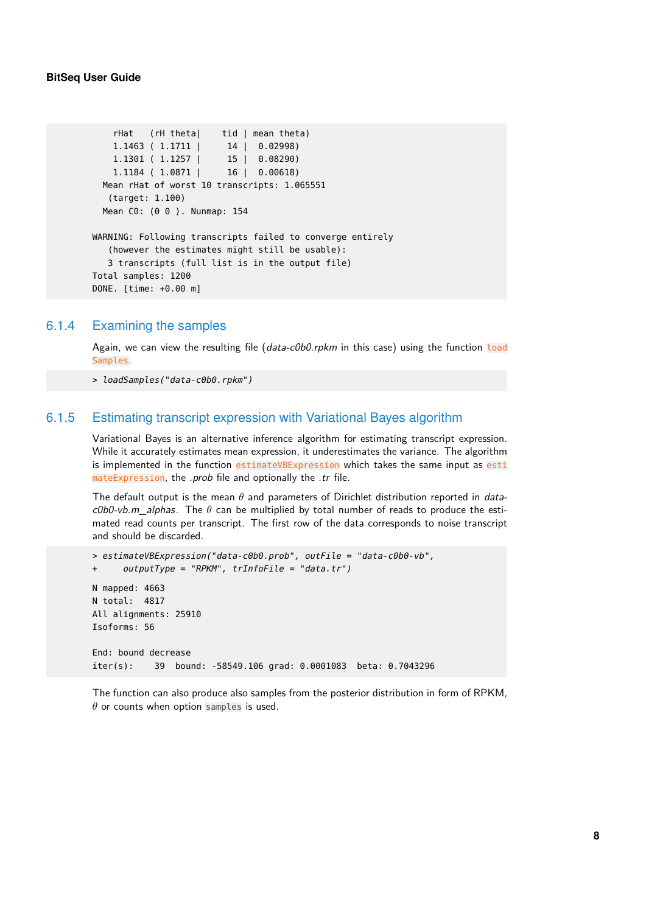```
    rHat   (rH theta|    tid | mean theta)
    1.1463 ( 1.1711 |     14 |  0.02998)
    1.1301 ( 1.1257 |     15 |  0.08290)
    1.1184 ( 1.0871 |     16 |  0.00618)
  Mean rHat of worst 10 transcripts: 1.065551
   (target: 1.100)
  Mean C0: (0 0 ). Nunmap: 154

WARNING: Following transcripts failed to converge entirely
   (however the estimates might still be usable):
   3 transcripts (full list is in the output file)
Total samples: 1200
DONE. [time: +0.00 m]
```

### 6.1.4 Examining the samples

Again, we can view the resulting file (*data-c0b0.rpkm* in this case) using the function `loadSamples`.

```
> loadSamples("data-c0b0.rpkm")
```

### 6.1.5 Estimating transcript expression with Variational Bayes algorithm

Variational Bayes is an alternative inference algorithm for estimating transcript expression. While it accurately estimates mean expression, it underestimates the variance. The algorithm is implemented in the function `estimateVBExpression` which takes the same input as `estimateExpression`, the *.prob* file and optionally the *.tr* file.

The default output is the mean $\theta$ and parameters of Dirichlet distribution reported in *data-c0b0-vb.m_alphas*. The $\theta$ can be multiplied by total number of reads to produce the estimated read counts per transcript. The first row of the data corresponds to noise transcript and should be discarded.

```
> estimateVBExpression("data-c0b0.prob", outFile = "data-c0b0-vb",
+     outputType = "RPKM", trInfoFile = "data.tr")

N mapped: 4663
N total:  4817
All alignments: 25910
Isoforms: 56

End: bound decrease
iter(s):    39  bound: -58549.106 grad: 0.0001083  beta: 0.7043296
```

The function can also produce also samples from the posterior distribution in form of RPKM, $\theta$ or counts when option `samples` is used.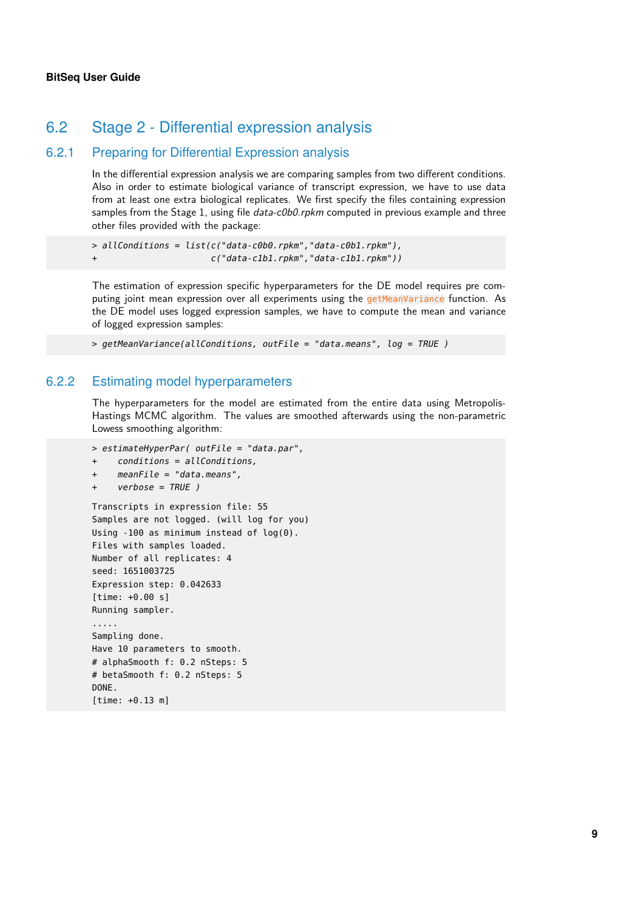## 6.2 Stage 2 - Differential expression analysis

### 6.2.1 Preparing for Differential Expression analysis

In the differential expression analysis we are comparing samples from two different conditions. Also in order to estimate biological variance of transcript expression, we have to use data from at least one extra biological replicates. We first specify the files containing expression samples from the Stage 1, using file *data-c0b0.rpkm* computed in previous example and three other files provided with the package:

```
> allConditions = list(c("data-c0b0.rpkm","data-c0b1.rpkm"),
+                      c("data-c1b1.rpkm","data-c1b1.rpkm"))
```

The estimation of expression specific hyperparameters for the DE model requires pre computing joint mean expression over all experiments using the `getMeanVariance` function. As the DE model uses logged expression samples, we have to compute the mean and variance of logged expression samples:

```
> getMeanVariance(allConditions, outFile = "data.means", log = TRUE )
```

### 6.2.2 Estimating model hyperparameters

The hyperparameters for the model are estimated from the entire data using Metropolis-Hastings MCMC algorithm. The values are smoothed afterwards using the non-parametric Lowess smoothing algorithm:

```
> estimateHyperPar( outFile = "data.par",
+    conditions = allConditions,
+    meanFile = "data.means",
+    verbose = TRUE )

Transcripts in expression file: 55
Samples are not logged. (will log for you)
Using -100 as minimum instead of log(0).
Files with samples loaded.
Number of all replicates: 4
seed: 1651003725
Expression step: 0.042633
[time: +0.00 s]
Running sampler.
.....
Sampling done.
Have 10 parameters to smooth.
# alphaSmooth f: 0.2 nSteps: 5
# betaSmooth f: 0.2 nSteps: 5
DONE.
[time: +0.13 m]
```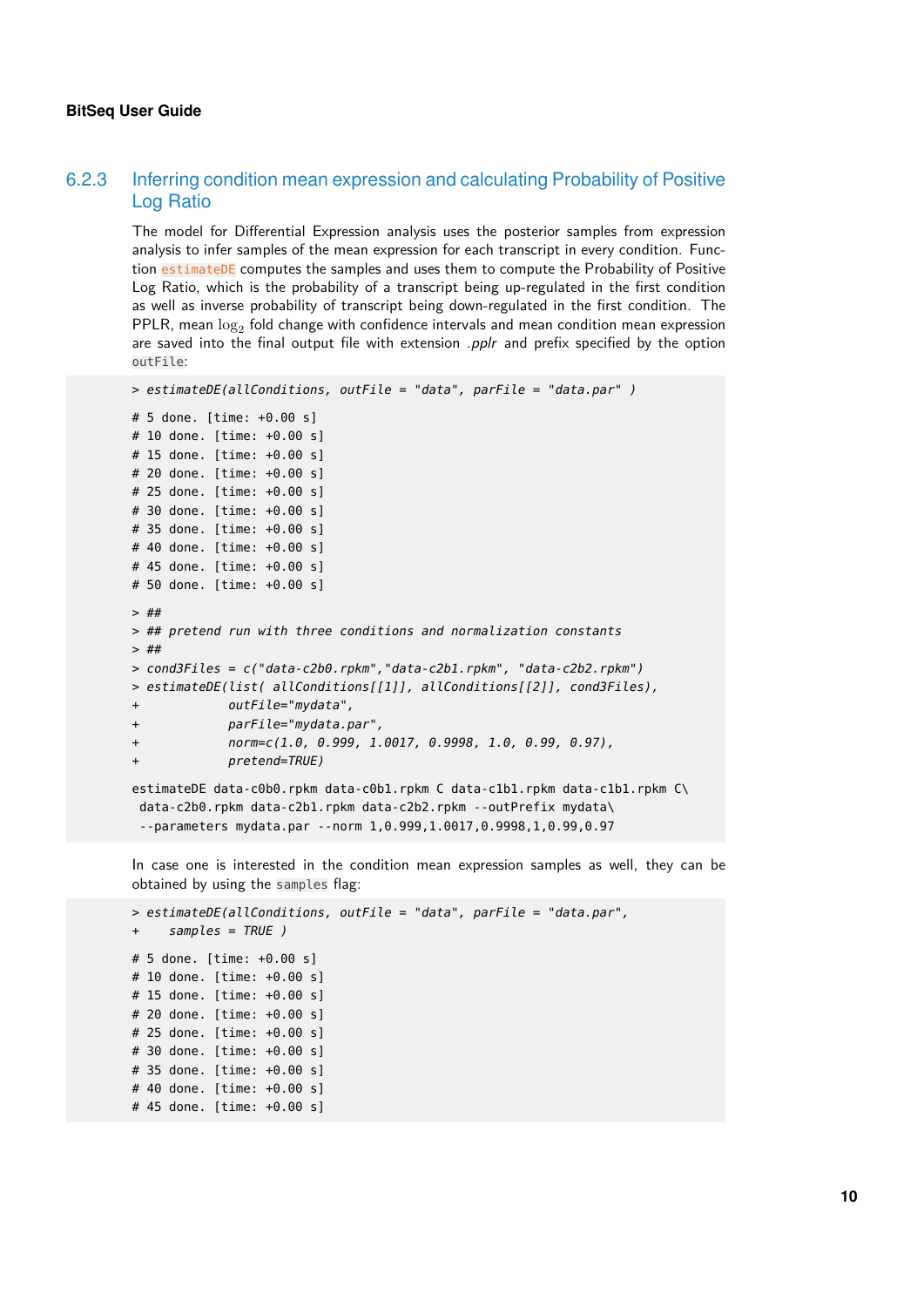### 6.2.3 Inferring condition mean expression and calculating Probability of Positive Log Ratio

The model for Differential Expression analysis uses the posterior samples from expression analysis to infer samples of the mean expression for each transcript in every condition. Function estimateDE computes the samples and uses them to compute the Probability of Positive Log Ratio, which is the probability of a transcript being up-regulated in the first condition as well as inverse probability of transcript being down-regulated in the first condition. The PPLR, mean $\log_2$ fold change with confidence intervals and mean condition mean expression are saved into the final output file with extension *.pplr* and prefix specified by the option `outFile`:

```
> estimateDE(allConditions, outFile = "data", parFile = "data.par" )

# 5 done. [time: +0.00 s]
# 10 done. [time: +0.00 s]
# 15 done. [time: +0.00 s]
# 20 done. [time: +0.00 s]
# 25 done. [time: +0.00 s]
# 30 done. [time: +0.00 s]
# 35 done. [time: +0.00 s]
# 40 done. [time: +0.00 s]
# 45 done. [time: +0.00 s]
# 50 done. [time: +0.00 s]

> ##
> ## pretend run with three conditions and normalization constants
> ##
> cond3Files = c("data-c2b0.rpkm","data-c2b1.rpkm", "data-c2b2.rpkm")
> estimateDE(list( allConditions[[1]], allConditions[[2]], cond3Files),
+            outFile="mydata",
+            parFile="mydata.par",
+            norm=c(1.0, 0.999, 1.0017, 0.9998, 1.0, 0.99, 0.97),
+            pretend=TRUE)

estimateDE data-c0b0.rpkm data-c0b1.rpkm C data-c1b1.rpkm data-c1b1.rpkm C\
 data-c2b0.rpkm data-c2b1.rpkm data-c2b2.rpkm --outPrefix mydata\
 --parameters mydata.par --norm 1,0.999,1.0017,0.9998,1,0.99,0.97
```

In case one is interested in the condition mean expression samples as well, they can be obtained by using the `samples` flag:

```
> estimateDE(allConditions, outFile = "data", parFile = "data.par",
+    samples = TRUE )

# 5 done. [time: +0.00 s]
# 10 done. [time: +0.00 s]
# 15 done. [time: +0.00 s]
# 20 done. [time: +0.00 s]
# 25 done. [time: +0.00 s]
# 30 done. [time: +0.00 s]
# 35 done. [time: +0.00 s]
# 40 done. [time: +0.00 s]
# 45 done. [time: +0.00 s]
```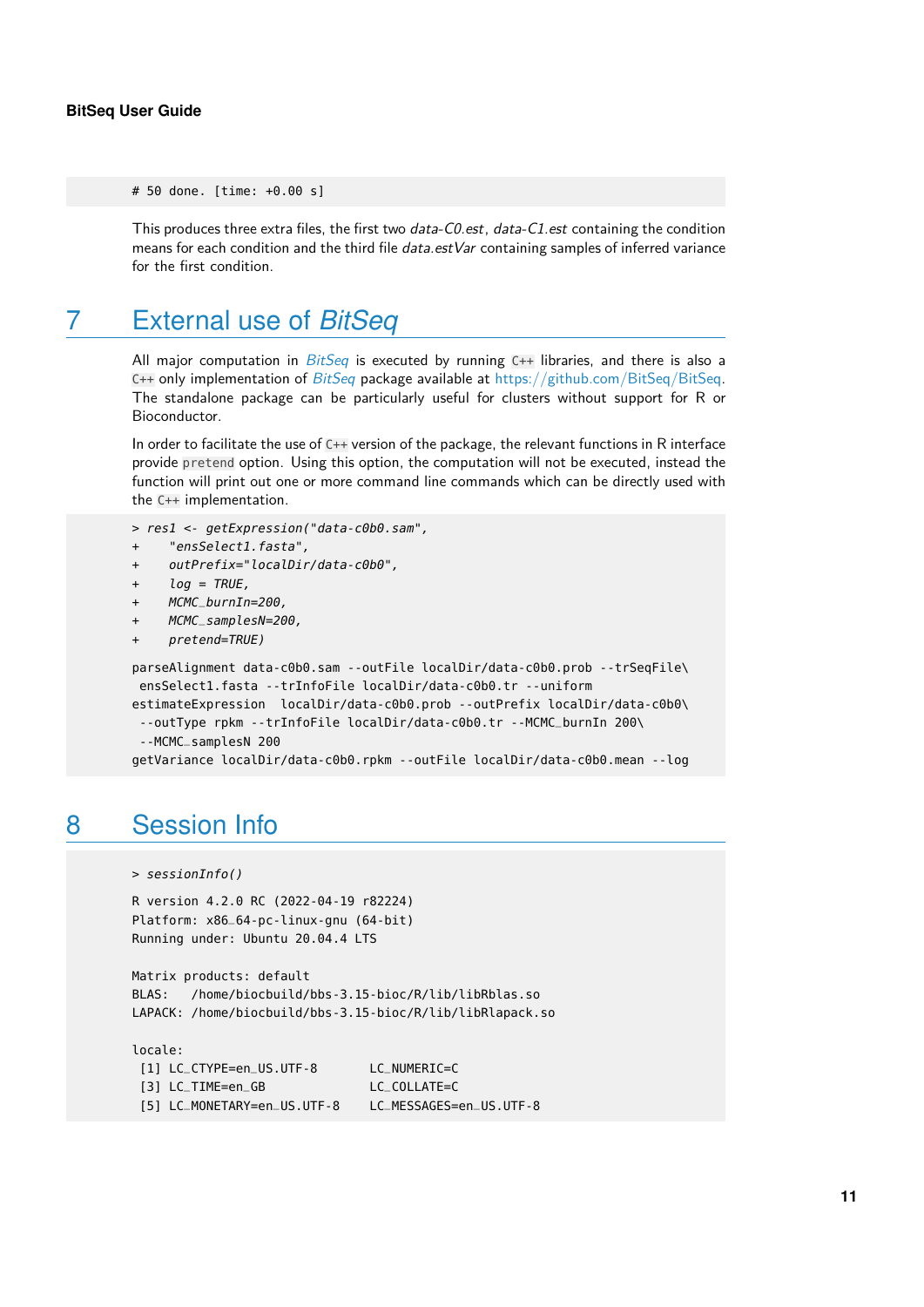```
# 50 done. [time: +0.00 s]
```

This produces three extra files, the first two *data-C0.est*, *data-C1.est* containing the condition means for each condition and the third file *data.estVar* containing samples of inferred variance for the first condition.

# 7 External use of *BitSeq*

All major computation in *BitSeq* is executed by running C++ libraries, and there is also a C++ only implementation of *BitSeq* package available at https://github.com/BitSeq/BitSeq. The standalone package can be particularly useful for clusters without support for R or Bioconductor.

In order to facilitate the use of C++ version of the package, the relevant functions in R interface provide `pretend` option. Using this option, the computation will not be executed, instead the function will print out one or more command line commands which can be directly used with the C++ implementation.

```
> res1 <- getExpression("data-c0b0.sam",
+     "ensSelect1.fasta",
+     outPrefix="localDir/data-c0b0",
+     log = TRUE,
+     MCMC_burnIn=200,
+     MCMC_samplesN=200,
+     pretend=TRUE)

parseAlignment data-c0b0.sam --outFile localDir/data-c0b0.prob --trSeqFile\
 ensSelect1.fasta --trInfoFile localDir/data-c0b0.tr --uniform
estimateExpression  localDir/data-c0b0.prob --outPrefix localDir/data-c0b0\
 --outType rpkm --trInfoFile localDir/data-c0b0.tr --MCMC_burnIn 200\
 --MCMC_samplesN 200
getVariance localDir/data-c0b0.rpkm --outFile localDir/data-c0b0.mean --log
```

# 8 Session Info

```
> sessionInfo()

R version 4.2.0 RC (2022-04-19 r82224)
Platform: x86_64-pc-linux-gnu (64-bit)
Running under: Ubuntu 20.04.4 LTS

Matrix products: default
BLAS:   /home/biocbuild/bbs-3.15-bioc/R/lib/libRblas.so
LAPACK: /home/biocbuild/bbs-3.15-bioc/R/lib/libRlapack.so

locale:
 [1] LC_CTYPE=en_US.UTF-8       LC_NUMERIC=C
 [3] LC_TIME=en_GB              LC_COLLATE=C
 [5] LC_MONETARY=en_US.UTF-8    LC_MESSAGES=en_US.UTF-8
```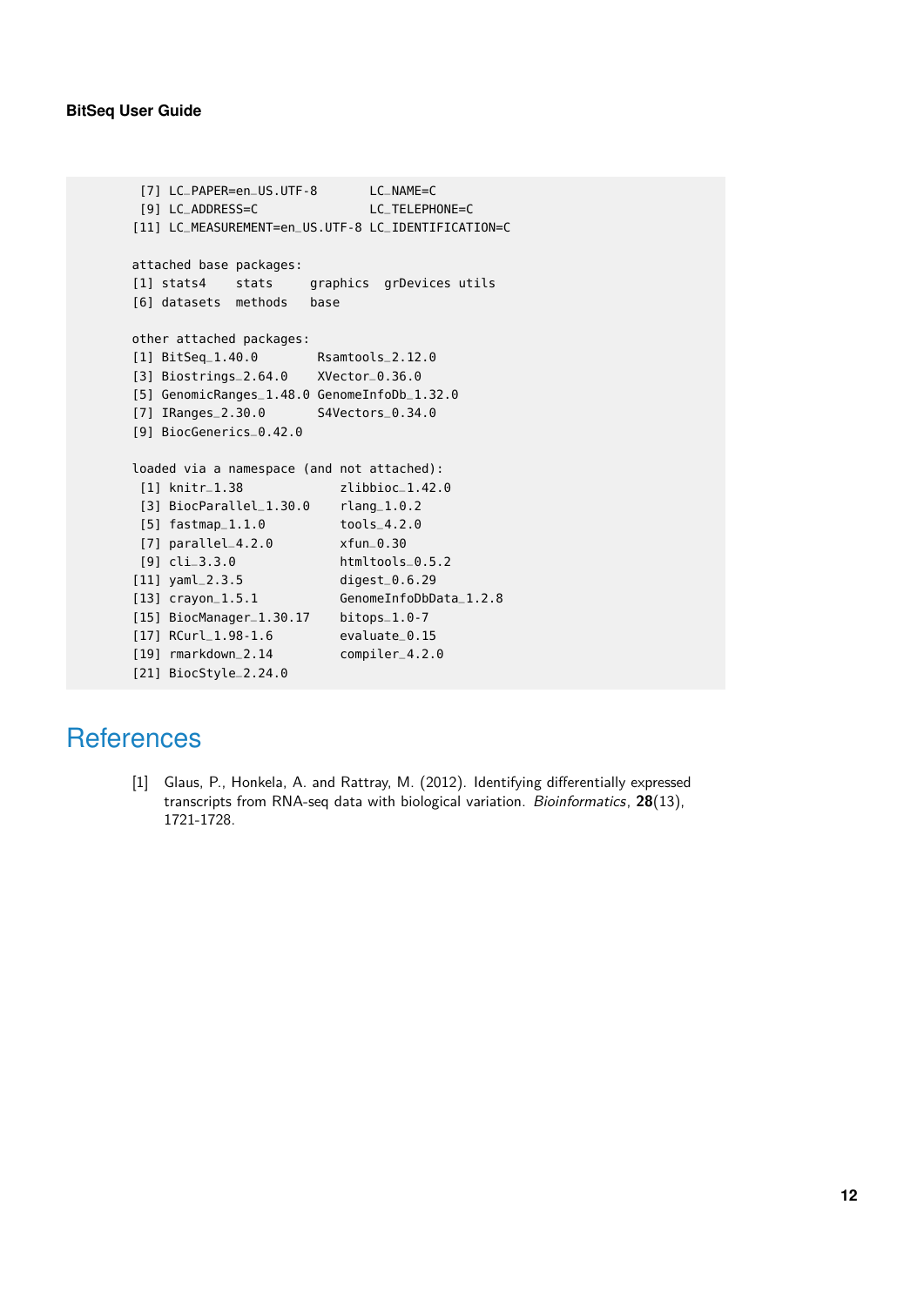```
 [7] LC_PAPER=en_US.UTF-8       LC_NAME=C
 [9] LC_ADDRESS=C               LC_TELEPHONE=C
[11] LC_MEASUREMENT=en_US.UTF-8 LC_IDENTIFICATION=C

attached base packages:
[1] stats4    stats     graphics  grDevices utils
[6] datasets  methods   base

other attached packages:
[1] BitSeq_1.40.0        Rsamtools_2.12.0
[3] Biostrings_2.64.0    XVector_0.36.0
[5] GenomicRanges_1.48.0 GenomeInfoDb_1.32.0
[7] IRanges_2.30.0       S4Vectors_0.34.0
[9] BiocGenerics_0.42.0

loaded via a namespace (and not attached):
 [1] knitr_1.38             zlibbioc_1.42.0
 [3] BiocParallel_1.30.0    rlang_1.0.2
 [5] fastmap_1.1.0          tools_4.2.0
 [7] parallel_4.2.0         xfun_0.30
 [9] cli_3.3.0              htmltools_0.5.2
[11] yaml_2.3.5             digest_0.6.29
[13] crayon_1.5.1           GenomeInfoDbData_1.2.8
[15] BiocManager_1.30.17    bitops_1.0-7
[17] RCurl_1.98-1.6         evaluate_0.15
[19] rmarkdown_2.14         compiler_4.2.0
[21] BiocStyle_2.24.0
```

# References

[1] Glaus, P., Honkela, A. and Rattray, M. (2012). Identifying differentially expressed transcripts from RNA-seq data with biological variation. *Bioinformatics*, **28**(13), 1721-1728.